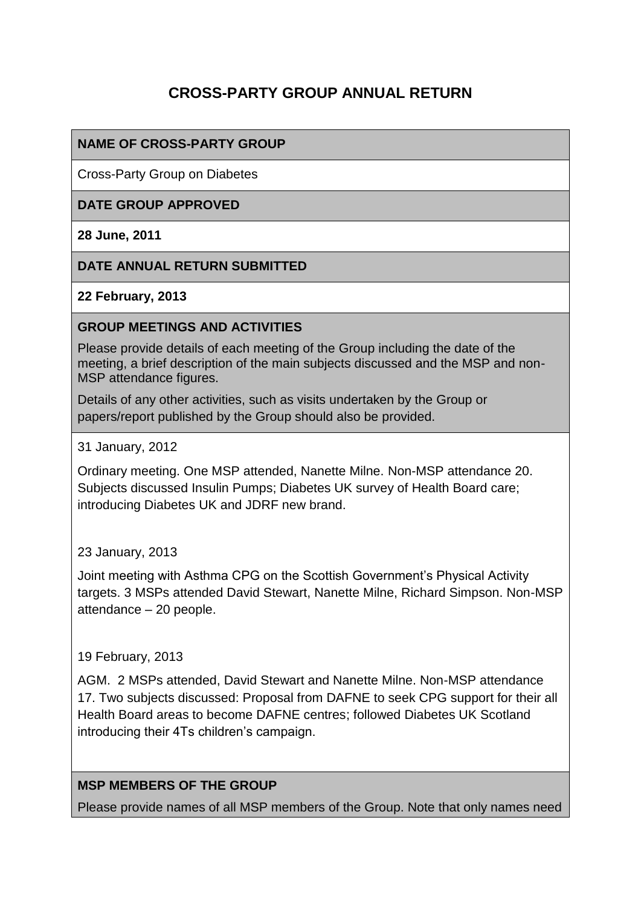# CROSS-PARTY GROUP ANNUAL RETURN

**NAME OF CROSS-PARTY GROUP**

Cross-Party Group on Diabetes

**DATE GROUP APPROVED**

**28 June, 2011**

**DATE ANNUAL RETURN SUBMITTED**

**22 February, 2013**

**GROUP MEETINGS AND ACTIVITIES**

Please provide details of each meeting of the Group including the date of the meeting, a brief description of the main subjects discussed and the MSP and non-MSP attendance figures.

Details of any other activities, such as visits undertaken by the Group or papers/report published by the Group should also be provided.

31 January, 2012

Ordinary meeting. One MSP attended, Nanette Milne. Non-MSP attendance 20. Subjects discussed Insulin Pumps; Diabetes UK survey of Health Board care; introducing Diabetes UK and JDRF new brand.

23 January, 2013

Joint meeting with Asthma CPG on the Scottish Government's Physical Activity targets. 3 MSPs attended David Stewart, Nanette Milne, Richard Simpson. Non-MSP attendance – 20 people.

19 February, 2013

AGM. 2 MSPs attended, David Stewart and Nanette Milne. Non-MSP attendance 17. Two subjects discussed: Proposal from DAFNE to seek CPG support for their all Health Board areas to become DAFNE centres; followed Diabetes UK Scotland introducing their 4Ts children's campaign.

**MSP MEMBERS OF THE GROUP**

Please provide names of all MSP members of the Group. Note that only names need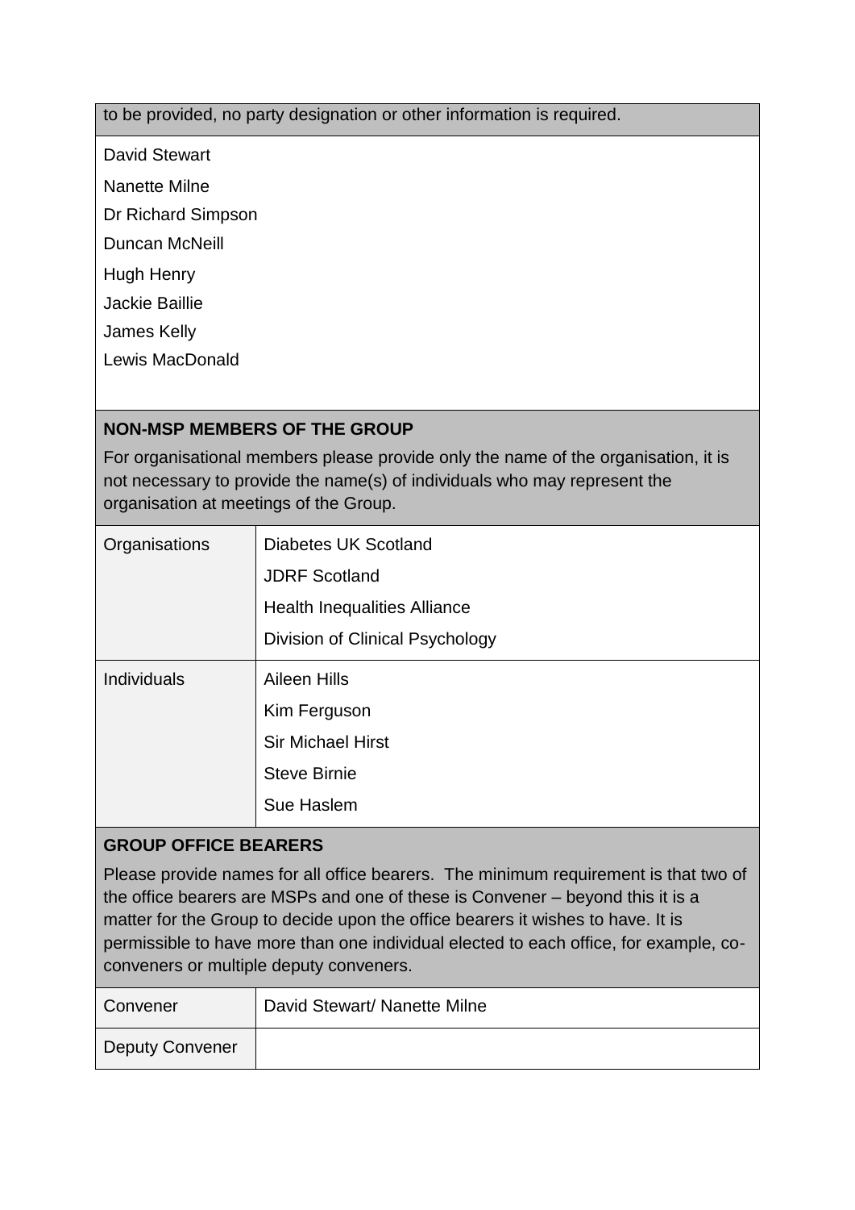to be provided, no party designation or other information is required.

David Stewart
Nanette Milne
Dr Richard Simpson
Duncan McNeill
Hugh Henry
Jackie Baillie
James Kelly
Lewis MacDonald

**NON-MSP MEMBERS OF THE GROUP**

For organisational members please provide only the name of the organisation, it is not necessary to provide the name(s) of individuals who may represent the organisation at meetings of the Group.

| | |
|---|---|
| Organisations | Diabetes UK Scotland<br>JDRF Scotland<br>Health Inequalities Alliance<br>Division of Clinical Psychology |
| Individuals | Aileen Hills<br>Kim Ferguson<br>Sir Michael Hirst<br>Steve Birnie<br>Sue Haslem |

**GROUP OFFICE BEARERS**

Please provide names for all office bearers. The minimum requirement is that two of the office bearers are MSPs and one of these is Convener – beyond this it is a matter for the Group to decide upon the office bearers it wishes to have. It is permissible to have more than one individual elected to each office, for example, co-conveners or multiple deputy conveners.

| | |
|---|---|
| Convener | David Stewart/ Nanette Milne |
| Deputy Convener | |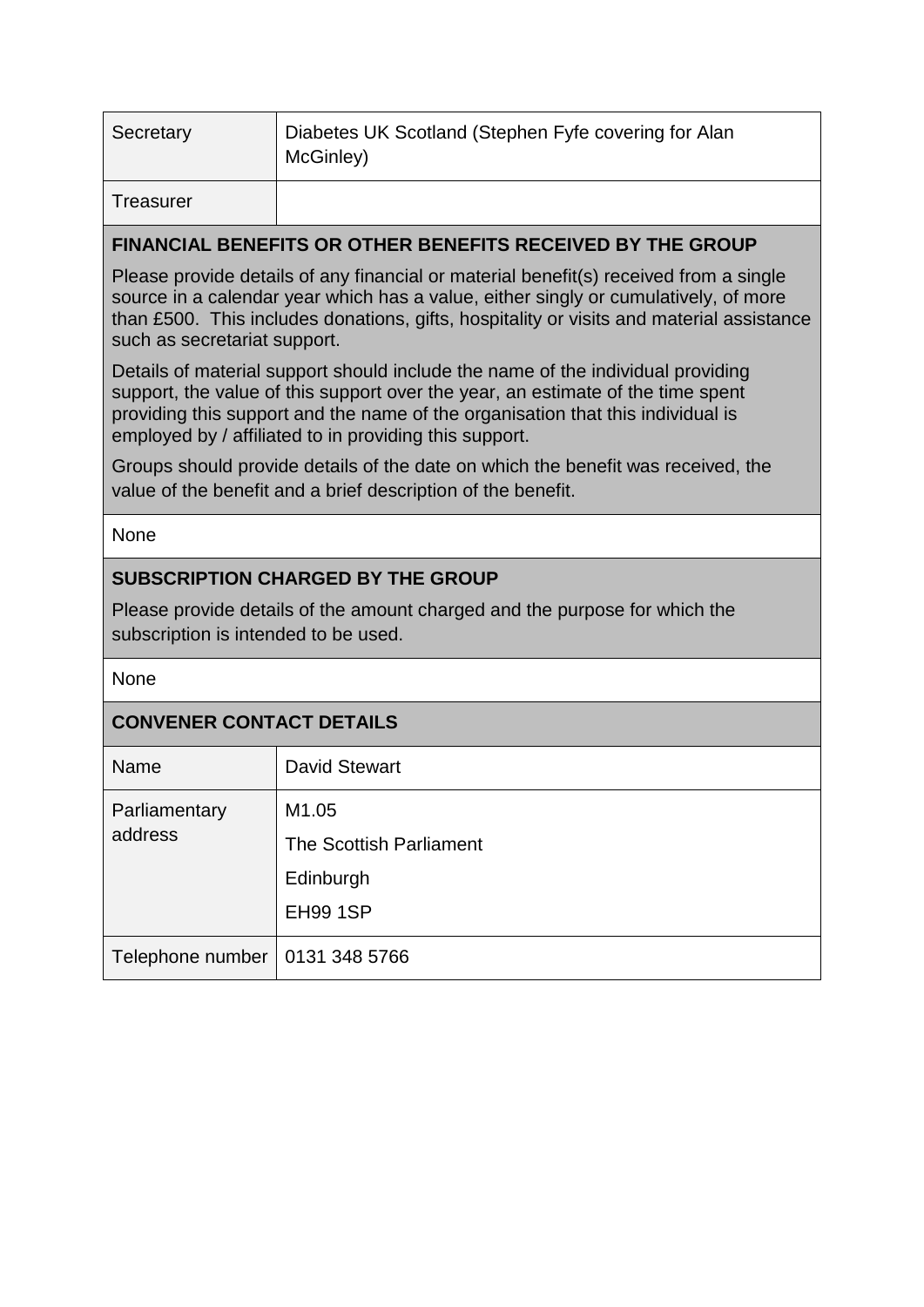| | |
|---|---|
| Secretary | Diabetes UK Scotland (Stephen Fyfe covering for Alan McGinley) |
| Treasurer | |

**FINANCIAL BENEFITS OR OTHER BENEFITS RECEIVED BY THE GROUP**

Please provide details of any financial or material benefit(s) received from a single source in a calendar year which has a value, either singly or cumulatively, of more than £500. This includes donations, gifts, hospitality or visits and material assistance such as secretariat support.

Details of material support should include the name of the individual providing support, the value of this support over the year, an estimate of the time spent providing this support and the name of the organisation that this individual is employed by / affiliated to in providing this support.

Groups should provide details of the date on which the benefit was received, the value of the benefit and a brief description of the benefit.

None

**SUBSCRIPTION CHARGED BY THE GROUP**

Please provide details of the amount charged and the purpose for which the subscription is intended to be used.

None

**CONVENER CONTACT DETAILS**

| | |
|---|---|
| Name | David Stewart |
| Parliamentary address | M1.05<br>The Scottish Parliament<br>Edinburgh<br>EH99 1SP |
| Telephone number | 0131 348 5766 |